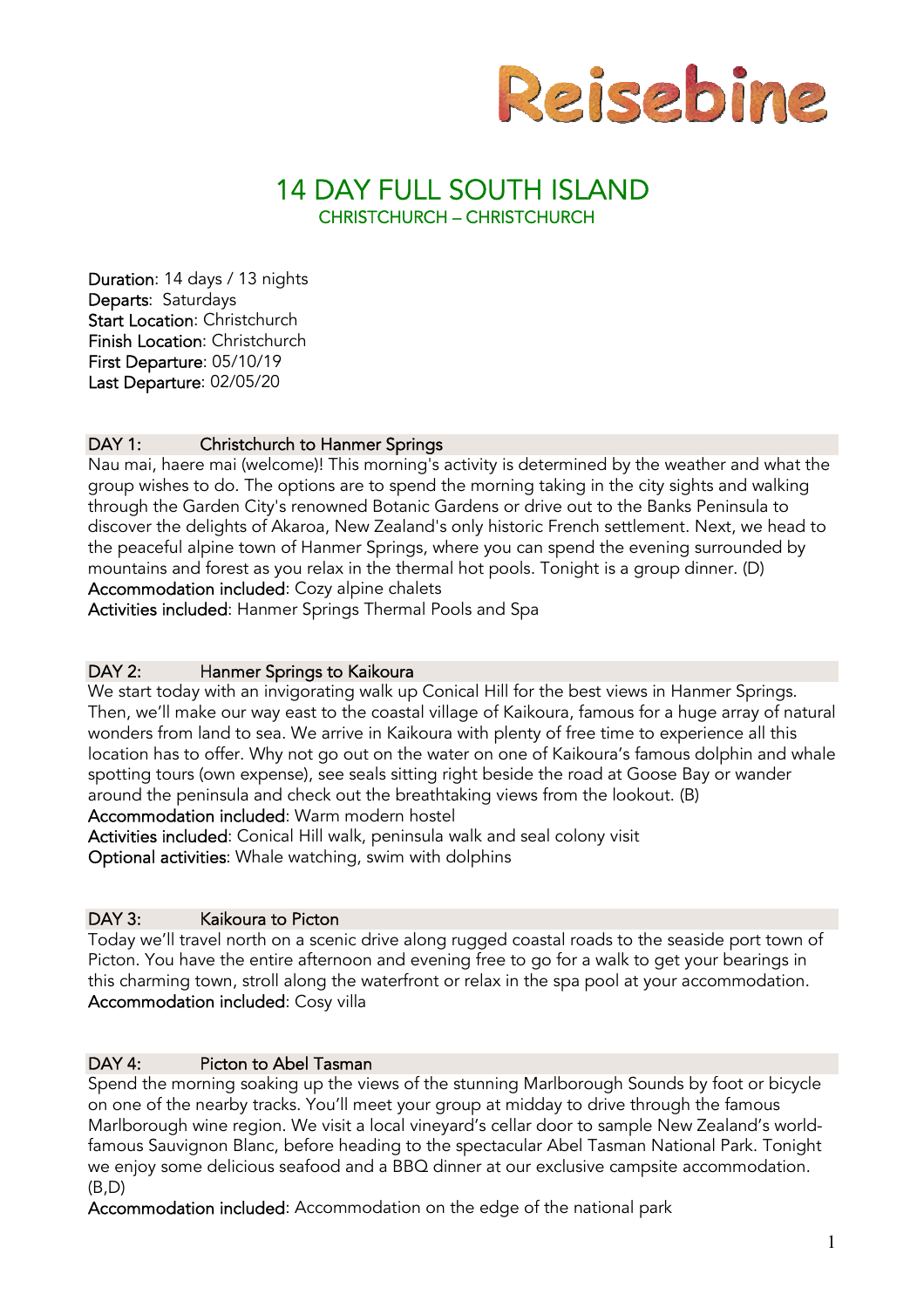# Reisebine

## 14 DAY FULL SOUTH ISLAND

### CHRISTCHURCH – CHRISTCHURCH

**Duration**: 14 days / 13 nights
**Departs**: Saturdays
**Start Location**: Christchurch
**Finish Location**: Christchurch
**First Departure**: 05/10/19
**Last Departure**: 02/05/20

### DAY 1: Christchurch to Hanmer Springs

Nau mai, haere mai (welcome)! This morning's activity is determined by the weather and what the group wishes to do. The options are to spend the morning taking in the city sights and walking through the Garden City's renowned Botanic Gardens or drive out to the Banks Peninsula to discover the delights of Akaroa, New Zealand's only historic French settlement. Next, we head to the peaceful alpine town of Hanmer Springs, where you can spend the evening surrounded by mountains and forest as you relax in the thermal hot pools. Tonight is a group dinner. (D)
**Accommodation included**: Cozy alpine chalets
**Activities included**: Hanmer Springs Thermal Pools and Spa

### DAY 2: Hanmer Springs to Kaikoura

We start today with an invigorating walk up Conical Hill for the best views in Hanmer Springs. Then, we'll make our way east to the coastal village of Kaikoura, famous for a huge array of natural wonders from land to sea. We arrive in Kaikoura with plenty of free time to experience all this location has to offer. Why not go out on the water on one of Kaikoura's famous dolphin and whale spotting tours (own expense), see seals sitting right beside the road at Goose Bay or wander around the peninsula and check out the breathtaking views from the lookout. (B)
**Accommodation included**: Warm modern hostel
**Activities included**: Conical Hill walk, peninsula walk and seal colony visit
**Optional activities**: Whale watching, swim with dolphins

### DAY 3: Kaikoura to Picton

Today we'll travel north on a scenic drive along rugged coastal roads to the seaside port town of Picton. You have the entire afternoon and evening free to go for a walk to get your bearings in this charming town, stroll along the waterfront or relax in the spa pool at your accommodation.
**Accommodation included**: Cosy villa

### DAY 4: Picton to Abel Tasman

Spend the morning soaking up the views of the stunning Marlborough Sounds by foot or bicycle on one of the nearby tracks. You'll meet your group at midday to drive through the famous Marlborough wine region. We visit a local vineyard's cellar door to sample New Zealand's world-famous Sauvignon Blanc, before heading to the spectacular Abel Tasman National Park. Tonight we enjoy some delicious seafood and a BBQ dinner at our exclusive campsite accommodation. (B,D)
**Accommodation included**: Accommodation on the edge of the national park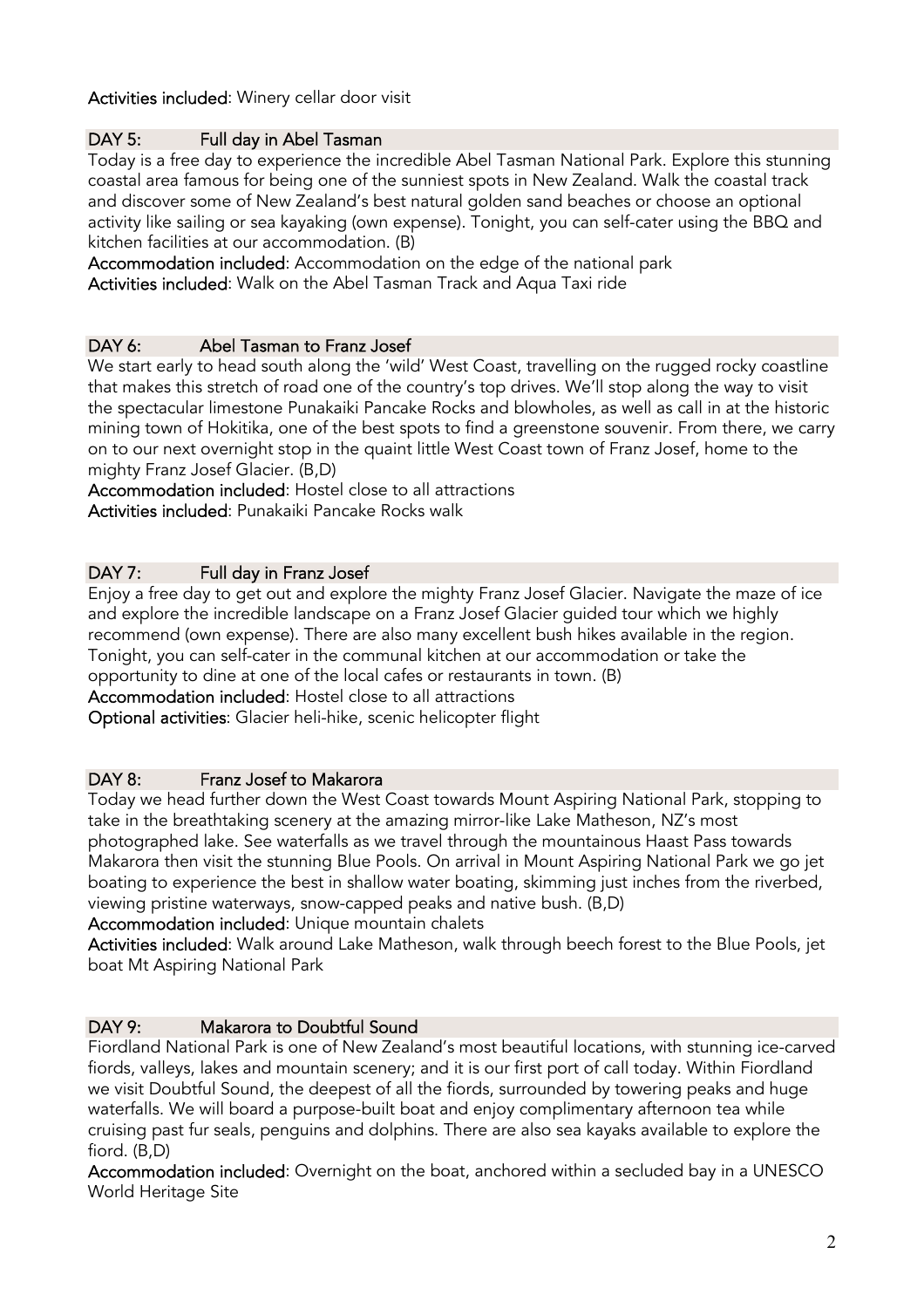**Activities included**: Winery cellar door visit

## DAY 5: Full day in Abel Tasman

Today is a free day to experience the incredible Abel Tasman National Park. Explore this stunning coastal area famous for being one of the sunniest spots in New Zealand. Walk the coastal track and discover some of New Zealand's best natural golden sand beaches or choose an optional activity like sailing or sea kayaking (own expense). Tonight, you can self-cater using the BBQ and kitchen facilities at our accommodation. (B)

**Accommodation included**: Accommodation on the edge of the national park
**Activities included**: Walk on the Abel Tasman Track and Aqua Taxi ride

## DAY 6: Abel Tasman to Franz Josef

We start early to head south along the 'wild' West Coast, travelling on the rugged rocky coastline that makes this stretch of road one of the country's top drives. We'll stop along the way to visit the spectacular limestone Punakaiki Pancake Rocks and blowholes, as well as call in at the historic mining town of Hokitika, one of the best spots to find a greenstone souvenir. From there, we carry on to our next overnight stop in the quaint little West Coast town of Franz Josef, home to the mighty Franz Josef Glacier. (B,D)

**Accommodation included**: Hostel close to all attractions
**Activities included**: Punakaiki Pancake Rocks walk

## DAY 7: Full day in Franz Josef

Enjoy a free day to get out and explore the mighty Franz Josef Glacier. Navigate the maze of ice and explore the incredible landscape on a Franz Josef Glacier guided tour which we highly recommend (own expense). There are also many excellent bush hikes available in the region. Tonight, you can self-cater in the communal kitchen at our accommodation or take the opportunity to dine at one of the local cafes or restaurants in town. (B)

**Accommodation included**: Hostel close to all attractions
**Optional activities**: Glacier heli-hike, scenic helicopter flight

## DAY 8: Franz Josef to Makarora

Today we head further down the West Coast towards Mount Aspiring National Park, stopping to take in the breathtaking scenery at the amazing mirror-like Lake Matheson, NZ's most photographed lake. See waterfalls as we travel through the mountainous Haast Pass towards Makarora then visit the stunning Blue Pools. On arrival in Mount Aspiring National Park we go jet boating to experience the best in shallow water boating, skimming just inches from the riverbed, viewing pristine waterways, snow-capped peaks and native bush. (B,D)

**Accommodation included**: Unique mountain chalets
**Activities included**: Walk around Lake Matheson, walk through beech forest to the Blue Pools, jet boat Mt Aspiring National Park

## DAY 9: Makarora to Doubtful Sound

Fiordland National Park is one of New Zealand's most beautiful locations, with stunning ice-carved fiords, valleys, lakes and mountain scenery; and it is our first port of call today. Within Fiordland we visit Doubtful Sound, the deepest of all the fiords, surrounded by towering peaks and huge waterfalls. We will board a purpose-built boat and enjoy complimentary afternoon tea while cruising past fur seals, penguins and dolphins. There are also sea kayaks available to explore the fiord. (B,D)

**Accommodation included**: Overnight on the boat, anchored within a secluded bay in a UNESCO World Heritage Site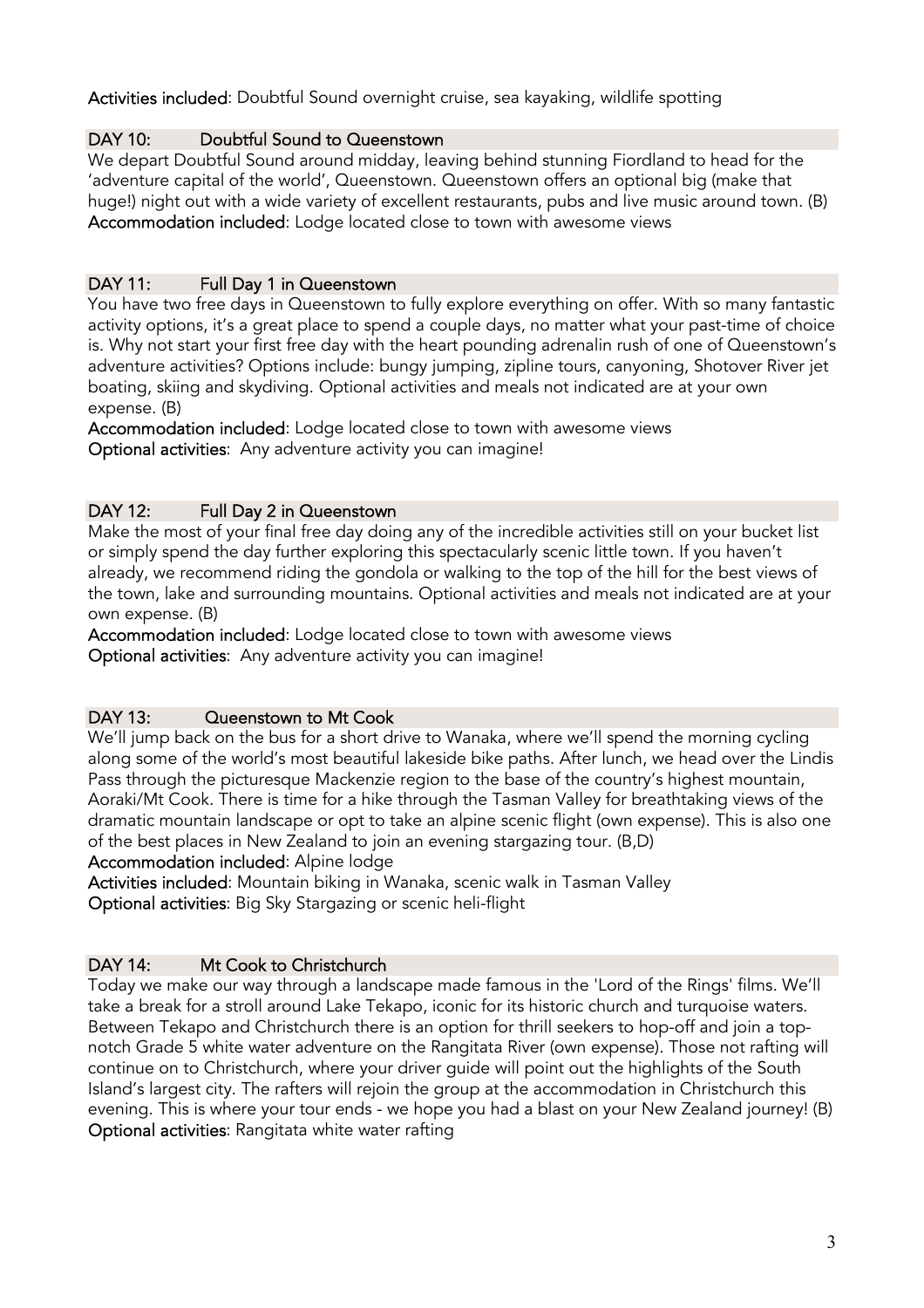**Activities included**: Doubtful Sound overnight cruise, sea kayaking, wildlife spotting

## DAY 10: Doubtful Sound to Queenstown

We depart Doubtful Sound around midday, leaving behind stunning Fiordland to head for the 'adventure capital of the world', Queenstown. Queenstown offers an optional big (make that huge!) night out with a wide variety of excellent restaurants, pubs and live music around town. (B)

**Accommodation included**: Lodge located close to town with awesome views

## DAY 11: Full Day 1 in Queenstown

You have two free days in Queenstown to fully explore everything on offer. With so many fantastic activity options, it's a great place to spend a couple days, no matter what your past-time of choice is. Why not start your first free day with the heart pounding adrenalin rush of one of Queenstown's adventure activities? Options include: bungy jumping, zipline tours, canyoning, Shotover River jet boating, skiing and skydiving. Optional activities and meals not indicated are at your own expense. (B)

**Accommodation included**: Lodge located close to town with awesome views

**Optional activities**: Any adventure activity you can imagine!

## DAY 12: Full Day 2 in Queenstown

Make the most of your final free day doing any of the incredible activities still on your bucket list or simply spend the day further exploring this spectacularly scenic little town. If you haven't already, we recommend riding the gondola or walking to the top of the hill for the best views of the town, lake and surrounding mountains. Optional activities and meals not indicated are at your own expense. (B)

**Accommodation included**: Lodge located close to town with awesome views

**Optional activities**: Any adventure activity you can imagine!

## DAY 13: Queenstown to Mt Cook

We'll jump back on the bus for a short drive to Wanaka, where we'll spend the morning cycling along some of the world's most beautiful lakeside bike paths. After lunch, we head over the Lindis Pass through the picturesque Mackenzie region to the base of the country's highest mountain, Aoraki/Mt Cook. There is time for a hike through the Tasman Valley for breathtaking views of the dramatic mountain landscape or opt to take an alpine scenic flight (own expense). This is also one of the best places in New Zealand to join an evening stargazing tour. (B,D)

**Accommodation included**: Alpine lodge

**Activities included**: Mountain biking in Wanaka, scenic walk in Tasman Valley

**Optional activities**: Big Sky Stargazing or scenic heli-flight

## DAY 14: Mt Cook to Christchurch

Today we make our way through a landscape made famous in the 'Lord of the Rings' films. We'll take a break for a stroll around Lake Tekapo, iconic for its historic church and turquoise waters. Between Tekapo and Christchurch there is an option for thrill seekers to hop-off and join a top-notch Grade 5 white water adventure on the Rangitata River (own expense). Those not rafting will continue on to Christchurch, where your driver guide will point out the highlights of the South Island's largest city. The rafters will rejoin the group at the accommodation in Christchurch this evening. This is where your tour ends - we hope you had a blast on your New Zealand journey! (B)

**Optional activities**: Rangitata white water rafting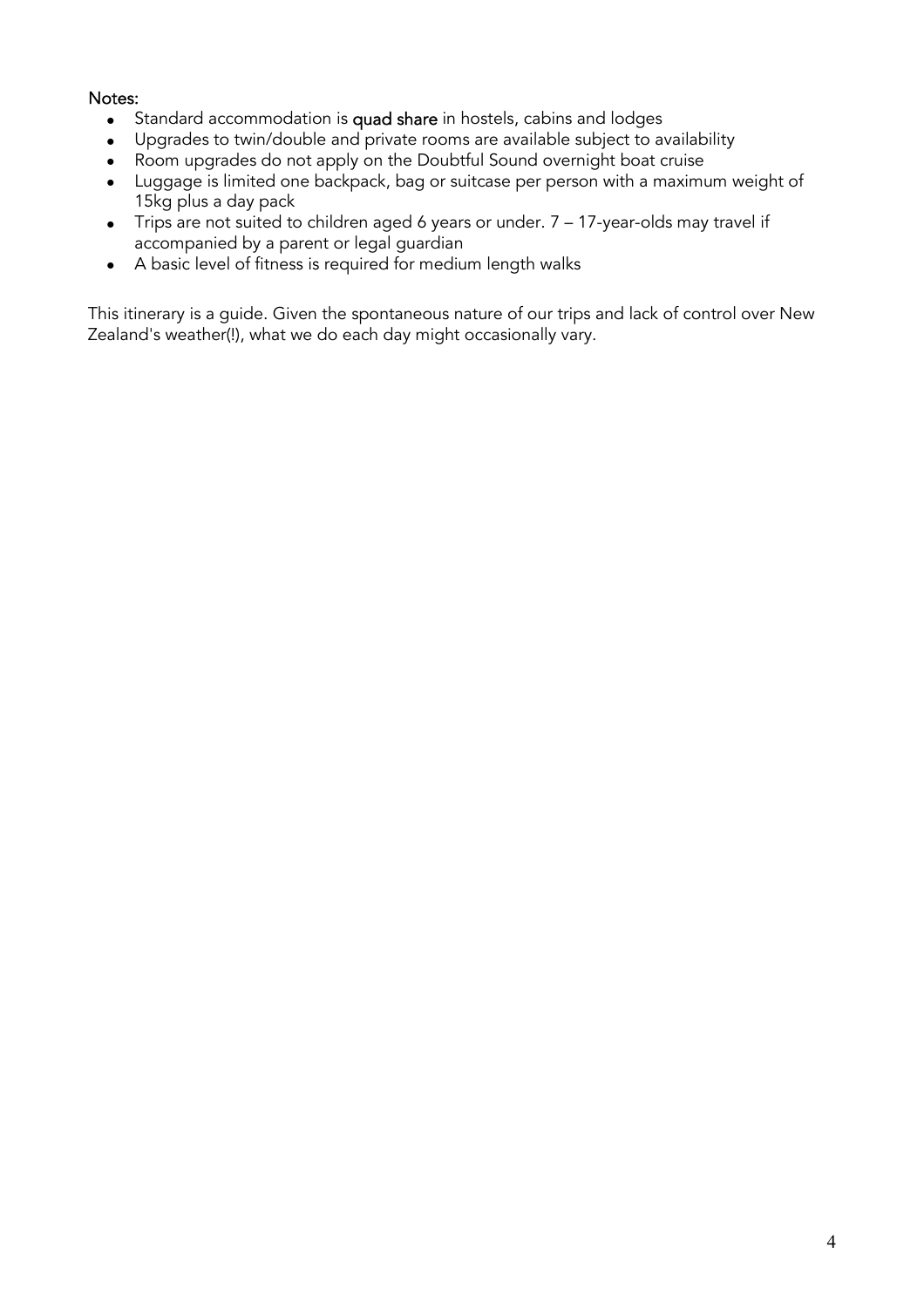**Notes:**

- Standard accommodation is **quad share** in hostels, cabins and lodges
- Upgrades to twin/double and private rooms are available subject to availability
- Room upgrades do not apply on the Doubtful Sound overnight boat cruise
- Luggage is limited one backpack, bag or suitcase per person with a maximum weight of 15kg plus a day pack
- Trips are not suited to children aged 6 years or under. 7 – 17-year-olds may travel if accompanied by a parent or legal guardian
- A basic level of fitness is required for medium length walks

This itinerary is a guide. Given the spontaneous nature of our trips and lack of control over New Zealand's weather(!), what we do each day might occasionally vary.